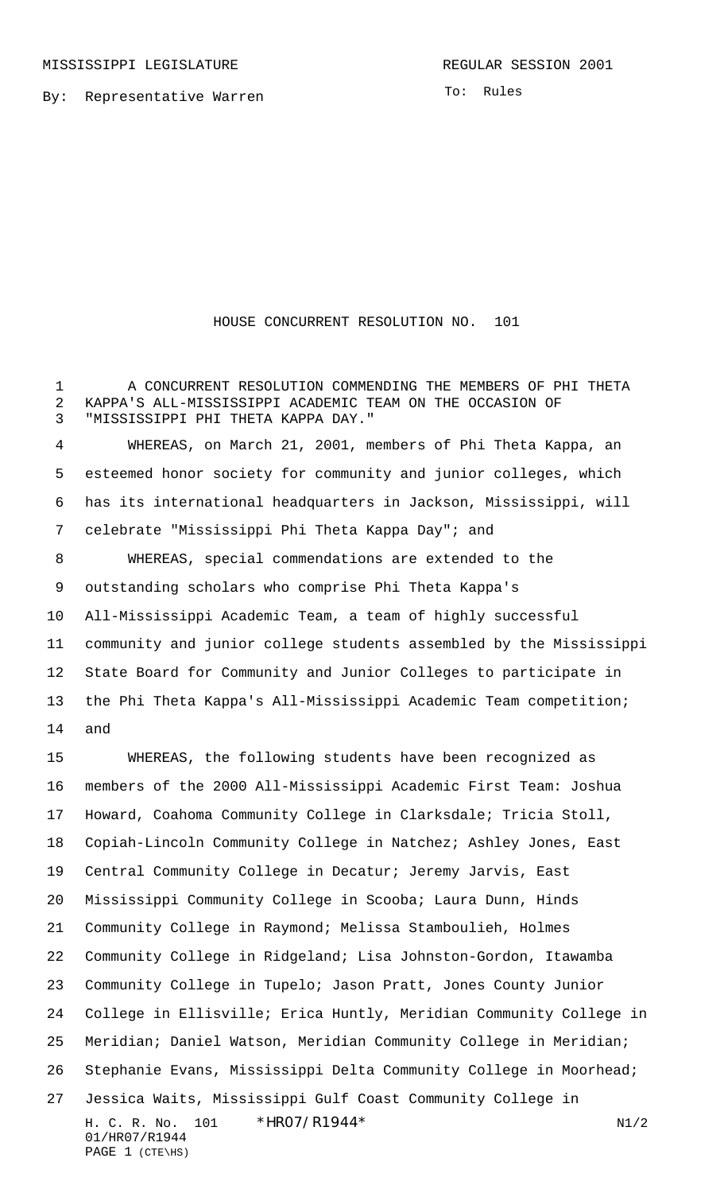MISSISSIPPI LEGISLATURE REGULAR SESSION 2001

By: Representative Warren

To: Rules

# HOUSE CONCURRENT RESOLUTION NO. 101

A CONCURRENT RESOLUTION COMMENDING THE MEMBERS OF PHI THETA KAPPA'S ALL-MISSISSIPPI ACADEMIC TEAM ON THE OCCASION OF "MISSISSIPPI PHI THETA KAPPA DAY."

WHEREAS, on March 21, 2001, members of Phi Theta Kappa, an esteemed honor society for community and junior colleges, which has its international headquarters in Jackson, Mississippi, will celebrate "Mississippi Phi Theta Kappa Day"; and

WHEREAS, special commendations are extended to the outstanding scholars who comprise Phi Theta Kappa's All-Mississippi Academic Team, a team of highly successful community and junior college students assembled by the Mississippi State Board for Community and Junior Colleges to participate in the Phi Theta Kappa's All-Mississippi Academic Team competition; and

WHEREAS, the following students have been recognized as members of the 2000 All-Mississippi Academic First Team: Joshua Howard, Coahoma Community College in Clarksdale; Tricia Stoll, Copiah-Lincoln Community College in Natchez; Ashley Jones, East Central Community College in Decatur; Jeremy Jarvis, East Mississippi Community College in Scooba; Laura Dunn, Hinds Community College in Raymond; Melissa Stamboulieh, Holmes Community College in Ridgeland; Lisa Johnston-Gordon, Itawamba Community College in Tupelo; Jason Pratt, Jones County Junior College in Ellisville; Erica Huntly, Meridian Community College in Meridian; Daniel Watson, Meridian Community College in Meridian; Stephanie Evans, Mississippi Delta Community College in Moorhead; Jessica Waits, Mississippi Gulf Coast Community College in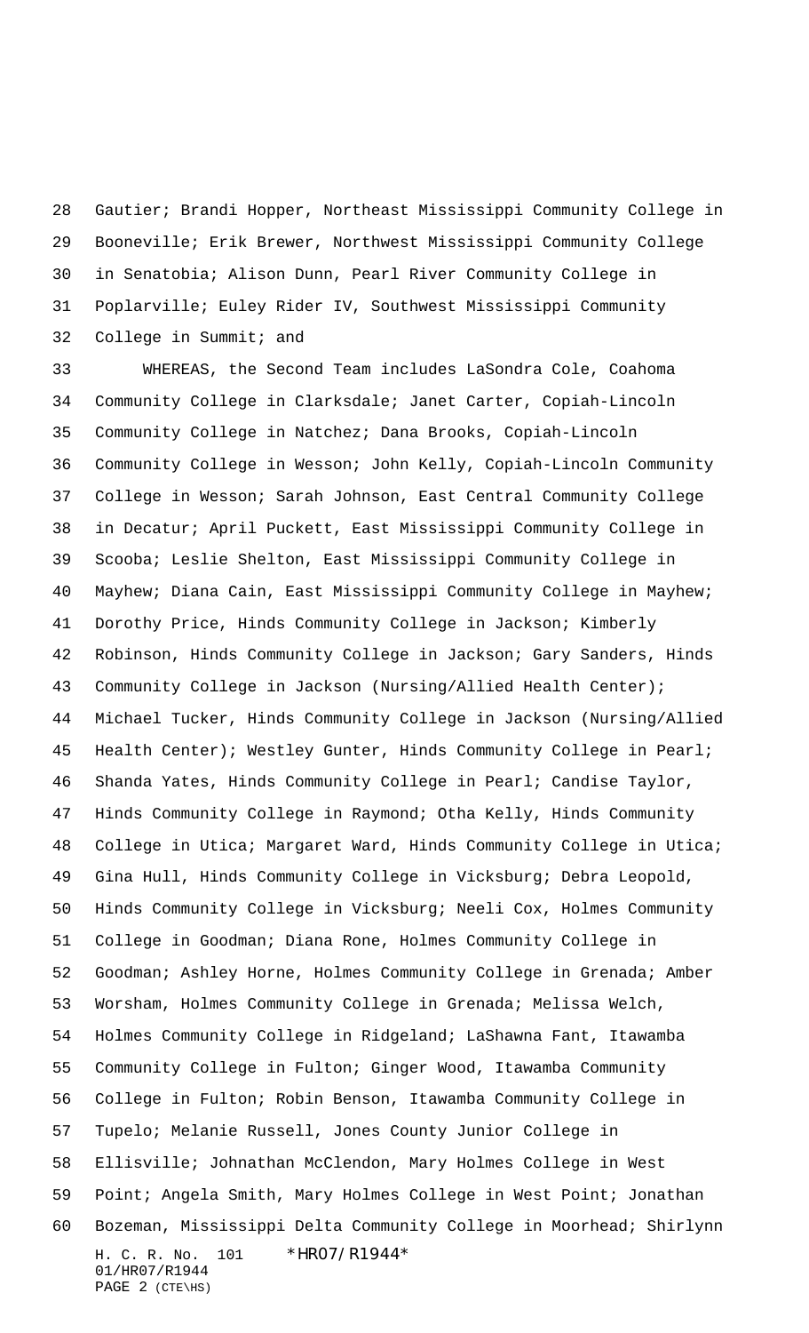Gautier; Brandi Hopper, Northeast Mississippi Community College in Booneville; Erik Brewer, Northwest Mississippi Community College in Senatobia; Alison Dunn, Pearl River Community College in Poplarville; Euley Rider IV, Southwest Mississippi Community College in Summit; and

WHEREAS, the Second Team includes LaSondra Cole, Coahoma Community College in Clarksdale; Janet Carter, Copiah-Lincoln Community College in Natchez; Dana Brooks, Copiah-Lincoln Community College in Wesson; John Kelly, Copiah-Lincoln Community College in Wesson; Sarah Johnson, East Central Community College in Decatur; April Puckett, East Mississippi Community College in Scooba; Leslie Shelton, East Mississippi Community College in Mayhew; Diana Cain, East Mississippi Community College in Mayhew; Dorothy Price, Hinds Community College in Jackson; Kimberly Robinson, Hinds Community College in Jackson; Gary Sanders, Hinds Community College in Jackson (Nursing/Allied Health Center); Michael Tucker, Hinds Community College in Jackson (Nursing/Allied Health Center); Westley Gunter, Hinds Community College in Pearl; Shanda Yates, Hinds Community College in Pearl; Candise Taylor, Hinds Community College in Raymond; Otha Kelly, Hinds Community College in Utica; Margaret Ward, Hinds Community College in Utica; Gina Hull, Hinds Community College in Vicksburg; Debra Leopold, Hinds Community College in Vicksburg; Neeli Cox, Holmes Community College in Goodman; Diana Rone, Holmes Community College in Goodman; Ashley Horne, Holmes Community College in Grenada; Amber Worsham, Holmes Community College in Grenada; Melissa Welch, Holmes Community College in Ridgeland; LaShawna Fant, Itawamba Community College in Fulton; Ginger Wood, Itawamba Community College in Fulton; Robin Benson, Itawamba Community College in Tupelo; Melanie Russell, Jones County Junior College in Ellisville; Johnathan McClendon, Mary Holmes College in West Point; Angela Smith, Mary Holmes College in West Point; Jonathan Bozeman, Mississippi Delta Community College in Moorhead; Shirlynn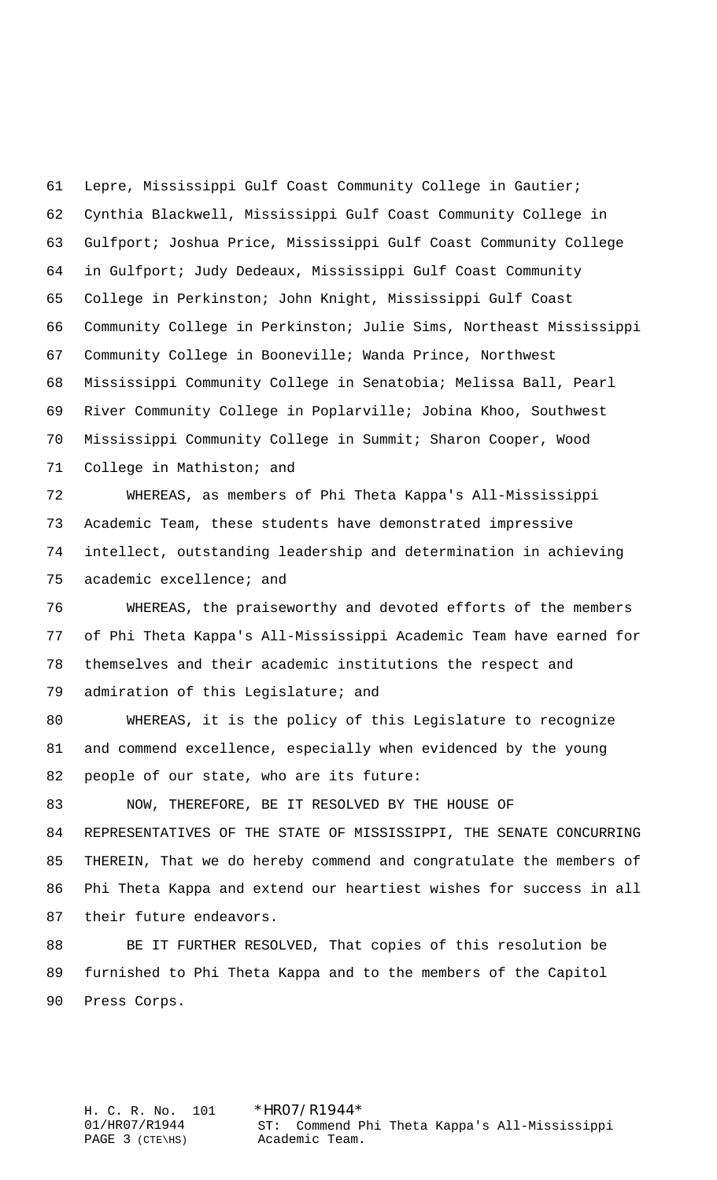Lepre, Mississippi Gulf Coast Community College in Gautier; Cynthia Blackwell, Mississippi Gulf Coast Community College in Gulfport; Joshua Price, Mississippi Gulf Coast Community College in Gulfport; Judy Dedeaux, Mississippi Gulf Coast Community College in Perkinston; John Knight, Mississippi Gulf Coast Community College in Perkinston; Julie Sims, Northeast Mississippi Community College in Booneville; Wanda Prince, Northwest Mississippi Community College in Senatobia; Melissa Ball, Pearl River Community College in Poplarville; Jobina Khoo, Southwest Mississippi Community College in Summit; Sharon Cooper, Wood College in Mathiston; and

WHEREAS, as members of Phi Theta Kappa's All-Mississippi Academic Team, these students have demonstrated impressive intellect, outstanding leadership and determination in achieving academic excellence; and

WHEREAS, the praiseworthy and devoted efforts of the members of Phi Theta Kappa's All-Mississippi Academic Team have earned for themselves and their academic institutions the respect and admiration of this Legislature; and

WHEREAS, it is the policy of this Legislature to recognize and commend excellence, especially when evidenced by the young people of our state, who are its future:

NOW, THEREFORE, BE IT RESOLVED BY THE HOUSE OF REPRESENTATIVES OF THE STATE OF MISSISSIPPI, THE SENATE CONCURRING THEREIN, That we do hereby commend and congratulate the members of Phi Theta Kappa and extend our heartiest wishes for success in all their future endeavors.

BE IT FURTHER RESOLVED, That copies of this resolution be furnished to Phi Theta Kappa and to the members of the Capitol Press Corps.

ST: Commend Phi Theta Kappa's All-Mississippi Academic Team.